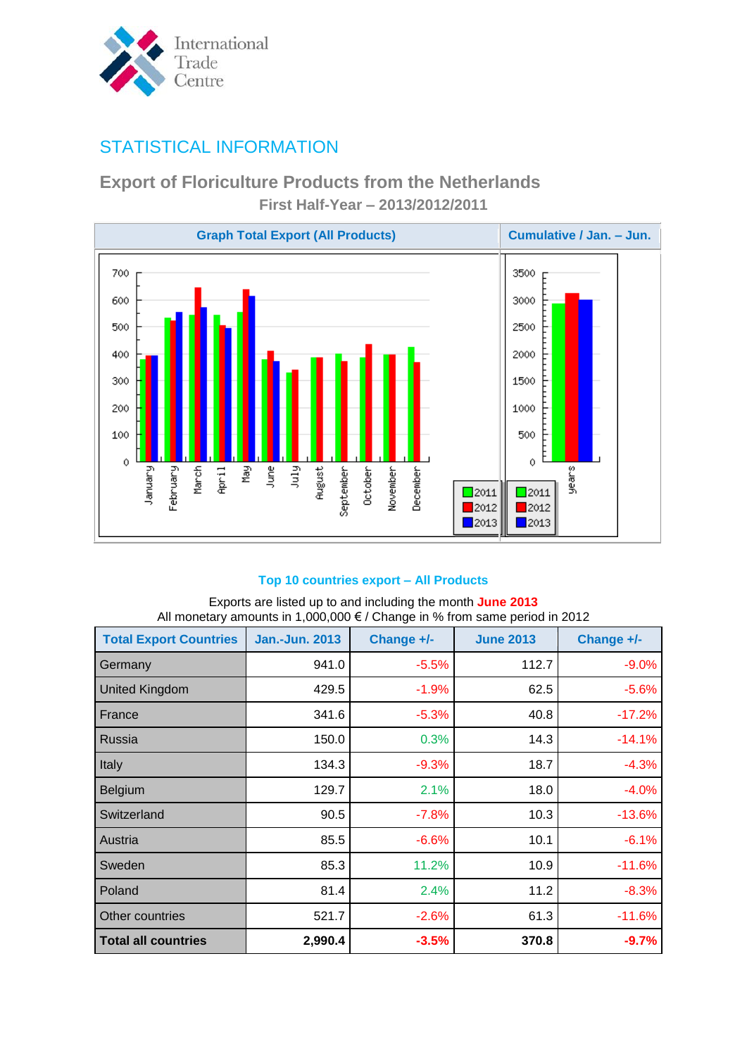International Trade Centre

## STATISTICAL INFORMATION

# Export of Floriculture Products from the Netherlands

### First Half-Year – 2013/2012/2011

**Graph Total Export (All Products)** | **Cumulative / Jan. – Jun.**

### Top 10 countries export – All Products

Exports are listed up to and including the month **June 2013**
All monetary amounts in 1,000,000 € / Change in % from same period in 2012

| Total Export Countries | Jan.-Jun. 2013 | Change +/- | June 2013 | Change +/- |
|---|---|---|---|---|
| Germany | 941.0 | -5.5% | 112.7 | -9.0% |
| United Kingdom | 429.5 | -1.9% | 62.5 | -5.6% |
| France | 341.6 | -5.3% | 40.8 | -17.2% |
| Russia | 150.0 | 0.3% | 14.3 | -14.1% |
| Italy | 134.3 | -9.3% | 18.7 | -4.3% |
| Belgium | 129.7 | 2.1% | 18.0 | -4.0% |
| Switzerland | 90.5 | -7.8% | 10.3 | -13.6% |
| Austria | 85.5 | -6.6% | 10.1 | -6.1% |
| Sweden | 85.3 | 11.2% | 10.9 | -11.6% |
| Poland | 81.4 | 2.4% | 11.2 | -8.3% |
| Other countries | 521.7 | -2.6% | 61.3 | -11.6% |
| **Total all countries** | **2,990.4** | **-3.5%** | **370.8** | **-9.7%** |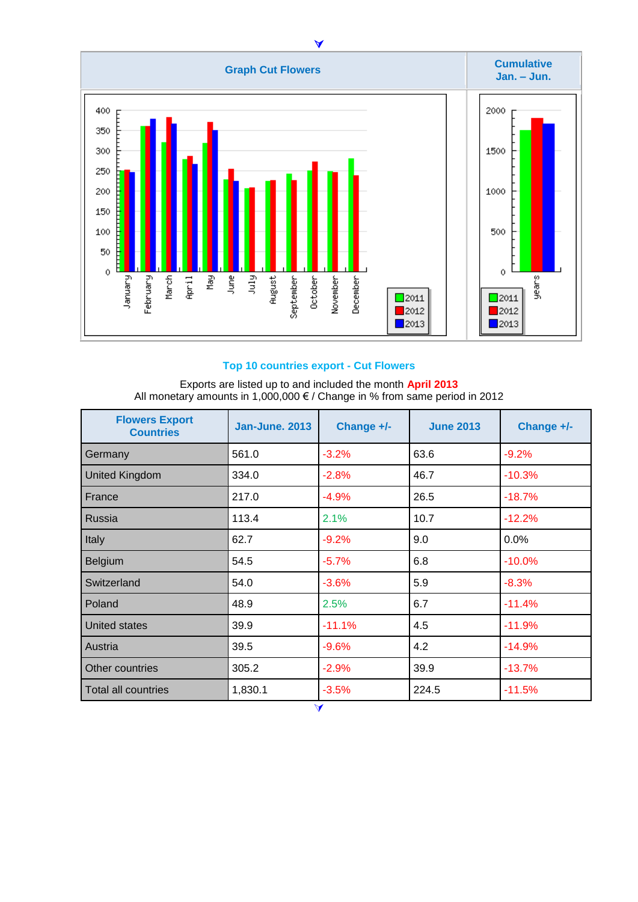| Graph Cut Flowers | Cumulative Jan. – Jun. |
|---|---|

## Top 10 countries export - Cut Flowers

Exports are listed up to and included the month **April 2013**
All monetary amounts in 1,000,000 € / Change in % from same period in 2012

| Flowers Export Countries | Jan-June. 2013 | Change +/- | June 2013 | Change +/- |
|---|---|---|---|---|
| Germany | 561.0 | -3.2% | 63.6 | -9.2% |
| United Kingdom | 334.0 | -2.8% | 46.7 | -10.3% |
| France | 217.0 | -4.9% | 26.5 | -18.7% |
| Russia | 113.4 | 2.1% | 10.7 | -12.2% |
| Italy | 62.7 | -9.2% | 9.0 | 0.0% |
| Belgium | 54.5 | -5.7% | 6.8 | -10.0% |
| Switzerland | 54.0 | -3.6% | 5.9 | -8.3% |
| Poland | 48.9 | 2.5% | 6.7 | -11.4% |
| United states | 39.9 | -11.1% | 4.5 | -11.9% |
| Austria | 39.5 | -9.6% | 4.2 | -14.9% |
| Other countries | 305.2 | -2.9% | 39.9 | -13.7% |
| Total all countries | 1,830.1 | -3.5% | 224.5 | -11.5% |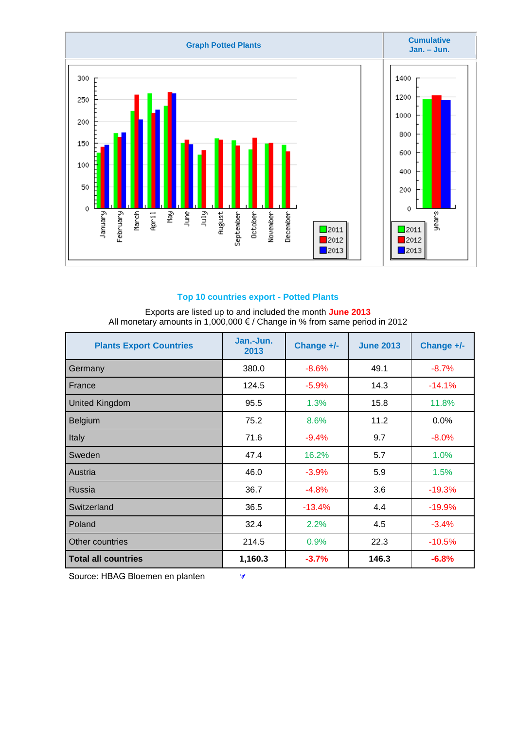| Graph Potted Plants | Cumulative Jan. – Jun. |
|---|---|

## Top 10 countries export - Potted Plants

Exports are listed up to and included the month **June 2013**
All monetary amounts in 1,000,000 € / Change in % from same period in 2012

| Plants Export Countries | Jan.-Jun. 2013 | Change +/- | June 2013 | Change +/- |
|---|---|---|---|---|
| Germany | 380.0 | -8.6% | 49.1 | -8.7% |
| France | 124.5 | -5.9% | 14.3 | -14.1% |
| United Kingdom | 95.5 | 1.3% | 15.8 | 11.8% |
| Belgium | 75.2 | 8.6% | 11.2 | 0.0% |
| Italy | 71.6 | -9.4% | 9.7 | -8.0% |
| Sweden | 47.4 | 16.2% | 5.7 | 1.0% |
| Austria | 46.0 | -3.9% | 5.9 | 1.5% |
| Russia | 36.7 | -4.8% | 3.6 | -19.3% |
| Switzerland | 36.5 | -13.4% | 4.4 | -19.9% |
| Poland | 32.4 | 2.2% | 4.5 | -3.4% |
| Other countries | 214.5 | 0.9% | 22.3 | -10.5% |
| **Total all countries** | **1,160.3** | **-3.7%** | **146.3** | **-6.8%** |

Source: HBAG Bloemen en planten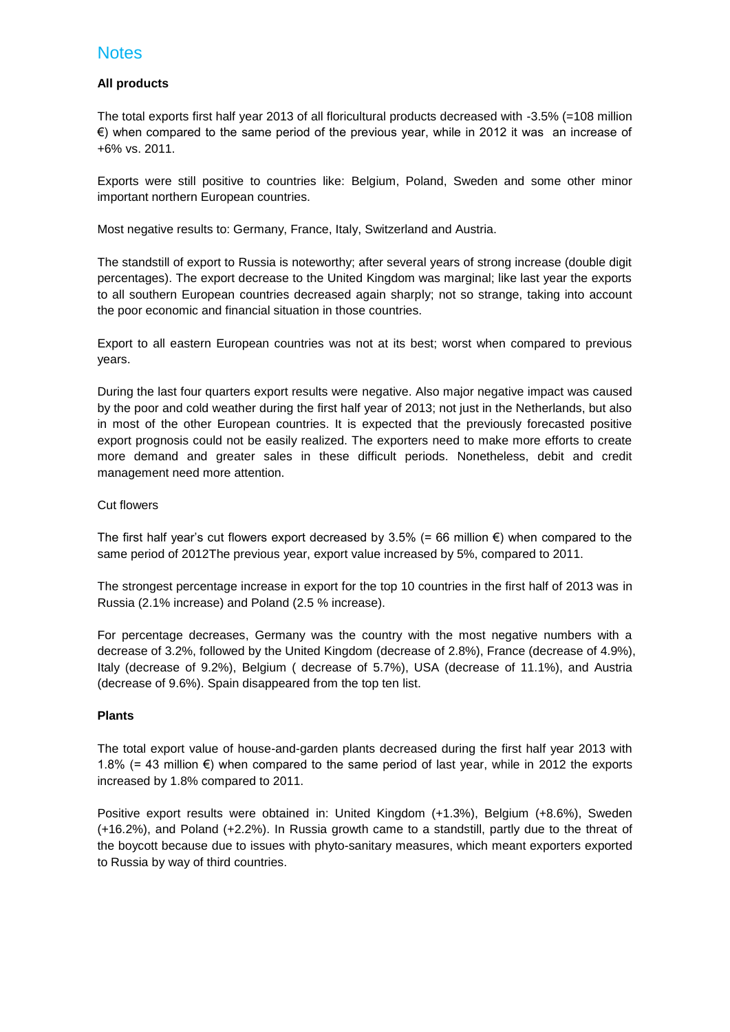# Notes

**All products**

The total exports first half year 2013 of all floricultural products decreased with -3.5% (=108 million €) when compared to the same period of the previous year, while in 2012 it was an increase of +6% vs. 2011.

Exports were still positive to countries like: Belgium, Poland, Sweden and some other minor important northern European countries.

Most negative results to: Germany, France, Italy, Switzerland and Austria.

The standstill of export to Russia is noteworthy; after several years of strong increase (double digit percentages). The export decrease to the United Kingdom was marginal; like last year the exports to all southern European countries decreased again sharply; not so strange, taking into account the poor economic and financial situation in those countries.

Export to all eastern European countries was not at its best; worst when compared to previous years.

During the last four quarters export results were negative. Also major negative impact was caused by the poor and cold weather during the first half year of 2013; not just in the Netherlands, but also in most of the other European countries. It is expected that the previously forecasted positive export prognosis could not be easily realized. The exporters need to make more efforts to create more demand and greater sales in these difficult periods. Nonetheless, debit and credit management need more attention.

Cut flowers

The first half year's cut flowers export decreased by 3.5% (= 66 million €) when compared to the same period of 2012The previous year, export value increased by 5%, compared to 2011.

The strongest percentage increase in export for the top 10 countries in the first half of 2013 was in Russia (2.1% increase) and Poland (2.5 % increase).

For percentage decreases, Germany was the country with the most negative numbers with a decrease of 3.2%, followed by the United Kingdom (decrease of 2.8%), France (decrease of 4.9%), Italy (decrease of 9.2%), Belgium ( decrease of 5.7%), USA (decrease of 11.1%), and Austria (decrease of 9.6%). Spain disappeared from the top ten list.

**Plants**

The total export value of house-and-garden plants decreased during the first half year 2013 with 1.8% (= 43 million €) when compared to the same period of last year, while in 2012 the exports increased by 1.8% compared to 2011.

Positive export results were obtained in: United Kingdom (+1.3%), Belgium (+8.6%), Sweden (+16.2%), and Poland (+2.2%). In Russia growth came to a standstill, partly due to the threat of the boycott because due to issues with phyto-sanitary measures, which meant exporters exported to Russia by way of third countries.